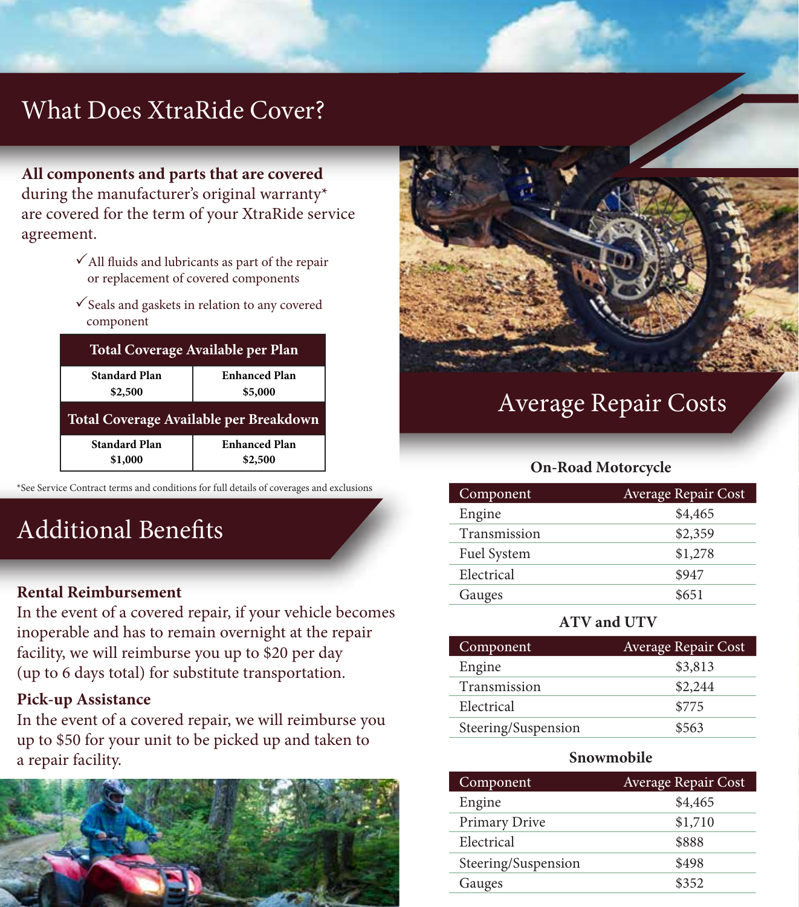# What Does XtraRide Cover?

**All components and parts that are covered** during the manufacturer's original warranty* are covered for the term of your XtraRide service agreement.

- ✓ All fluids and lubricants as part of the repair or replacement of covered components
- ✓ Seals and gaskets in relation to any covered component

| Total Coverage Available per Plan | |
|---|---|
| **Standard Plan $2,500** | **Enhanced Plan $5,000** |
| **Total Coverage Available per Breakdown** | |
| **Standard Plan $1,000** | **Enhanced Plan $2,500** |

*See Service Contract terms and conditions for full details of coverages and exclusions

# Additional Benefits

**Rental Reimbursement**
In the event of a covered repair, if your vehicle becomes inoperable and has to remain overnight at the repair facility, we will reimburse you up to $20 per day (up to 6 days total) for substitute transportation.

**Pick-up Assistance**
In the event of a covered repair, we will reimburse you up to $50 for your unit to be picked up and taken to a repair facility.

# Average Repair Costs

### On-Road Motorcycle

| Component | Average Repair Cost |
|---|---|
| Engine | $4,465 |
| Transmission | $2,359 |
| Fuel System | $1,278 |
| Electrical | $947 |
| Gauges | $651 |

### ATV and UTV

| Component | Average Repair Cost |
|---|---|
| Engine | $3,813 |
| Transmission | $2,244 |
| Electrical | $775 |
| Steering/Suspension | $563 |

### Snowmobile

| Component | Average Repair Cost |
|---|---|
| Engine | $4,465 |
| Primary Drive | $1,710 |
| Electrical | $888 |
| Steering/Suspension | $498 |
| Gauges | $352 |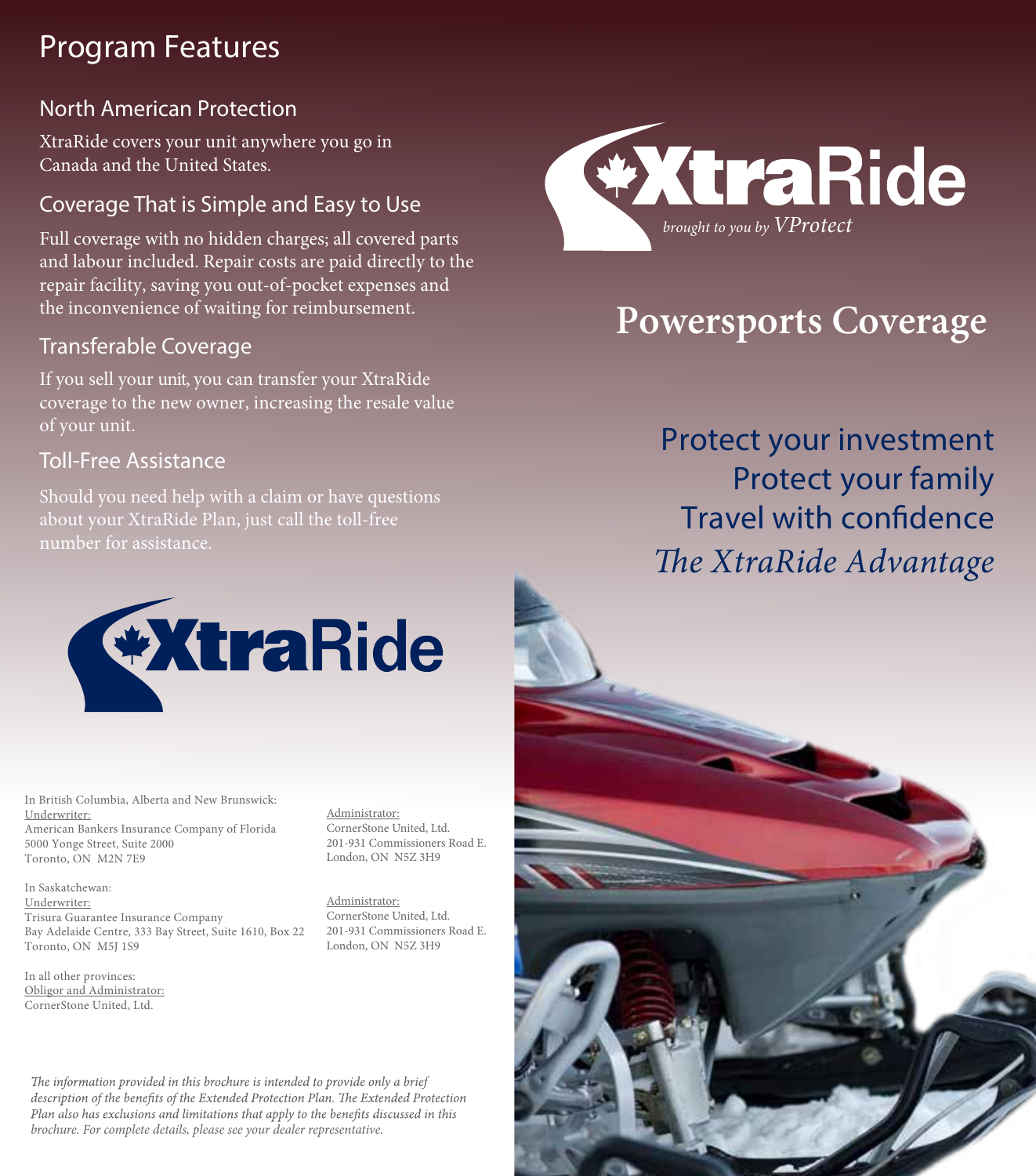## Program Features

### North American Protection

XtraRide covers your unit anywhere you go in Canada and the United States.

### Coverage That is Simple and Easy to Use

Full coverage with no hidden charges; all covered parts and labour included. Repair costs are paid directly to the repair facility, saving you out-of-pocket expenses and the inconvenience of waiting for reimbursement.

### Transferable Coverage

If you sell your unit, you can transfer your XtraRide coverage to the new owner, increasing the resale value of your unit.

### Toll-Free Assistance

Should you need help with a claim or have questions about your XtraRide Plan, just call the toll-free number for assistance.

XtraRide

In British Columbia, Alberta and New Brunswick:
Underwriter:
American Bankers Insurance Company of Florida
5000 Yonge Street, Suite 2000
Toronto, ON M2N 7E9

Administrator:
CornerStone United, Ltd.
201-931 Commissioners Road E.
London, ON N5Z 3H9

In Saskatchewan:
Underwriter:
Trisura Guarantee Insurance Company
Bay Adelaide Centre, 333 Bay Street, Suite 1610, Box 22
Toronto, ON M5J 1S9

Administrator:
CornerStone United, Ltd.
201-931 Commissioners Road E.
London, ON N5Z 3H9

In all other provinces:
Obligor and Administrator:
CornerStone United, Ltd.

*The information provided in this brochure is intended to provide only a brief description of the benefits of the Extended Protection Plan. The Extended Protection Plan also has exclusions and limitations that apply to the benefits discussed in this brochure. For complete details, please see your dealer representative.*

XtraRide
*brought to you by VProtect*

# Powersports Coverage

Protect your investment
Protect your family
Travel with confidence
*The XtraRide Advantage*